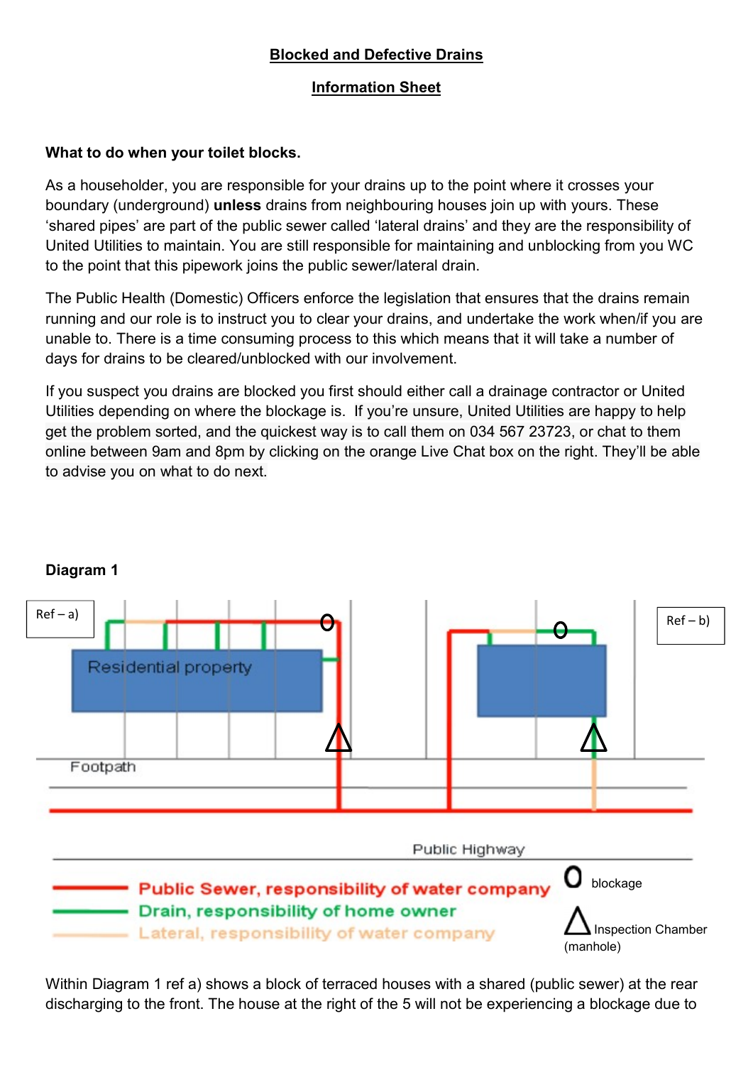**Blocked and Defective Drains**

**Information Sheet**

**What to do when your toilet blocks.**

As a householder, you are responsible for your drains up to the point where it crosses your boundary (underground) **unless** drains from neighbouring houses join up with yours. These 'shared pipes' are part of the public sewer called 'lateral drains' and they are the responsibility of United Utilities to maintain. You are still responsible for maintaining and unblocking from you WC to the point that this pipework joins the public sewer/lateral drain.

The Public Health (Domestic) Officers enforce the legislation that ensures that the drains remain running and our role is to instruct you to clear your drains, and undertake the work when/if you are unable to. There is a time consuming process to this which means that it will take a number of days for drains to be cleared/unblocked with our involvement.

If you suspect you drains are blocked you first should either call a drainage contractor or United Utilities depending on where the blockage is. If you're unsure, United Utilities are happy to help get the problem sorted, and the quickest way is to call them on 034 567 23723, or chat to them online between 9am and 8pm by clicking on the orange Live Chat box on the right. They'll be able to advise you on what to do next.

**Diagram 1**

Ref – a)

Ref – b)

Residential property

Footpath

Public Highway

Public Sewer, responsibility of water company

Drain, responsibility of home owner

Lateral, responsibility of water company

O blockage

△ Inspection Chamber (manhole)

Within Diagram 1 ref a) shows a block of terraced houses with a shared (public sewer) at the rear discharging to the front. The house at the right of the 5 will not be experiencing a blockage due to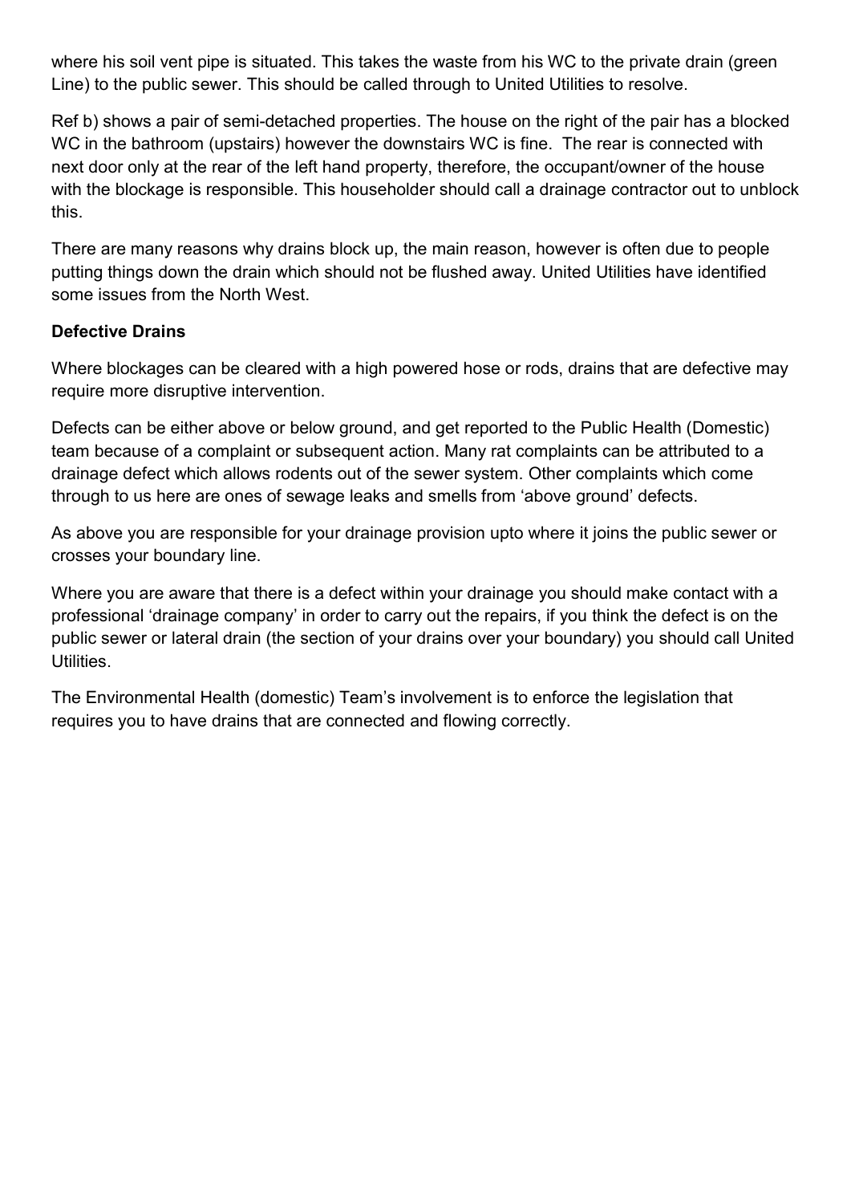where his soil vent pipe is situated. This takes the waste from his WC to the private drain (green Line) to the public sewer. This should be called through to United Utilities to resolve.

Ref b) shows a pair of semi-detached properties. The house on the right of the pair has a blocked WC in the bathroom (upstairs) however the downstairs WC is fine. The rear is connected with next door only at the rear of the left hand property, therefore, the occupant/owner of the house with the blockage is responsible. This householder should call a drainage contractor out to unblock this.

There are many reasons why drains block up, the main reason, however is often due to people putting things down the drain which should not be flushed away. United Utilities have identified some issues from the North West.

**Defective Drains**

Where blockages can be cleared with a high powered hose or rods, drains that are defective may require more disruptive intervention.

Defects can be either above or below ground, and get reported to the Public Health (Domestic) team because of a complaint or subsequent action. Many rat complaints can be attributed to a drainage defect which allows rodents out of the sewer system. Other complaints which come through to us here are ones of sewage leaks and smells from 'above ground' defects.

As above you are responsible for your drainage provision upto where it joins the public sewer or crosses your boundary line.

Where you are aware that there is a defect within your drainage you should make contact with a professional 'drainage company' in order to carry out the repairs, if you think the defect is on the public sewer or lateral drain (the section of your drains over your boundary) you should call United Utilities.

The Environmental Health (domestic) Team's involvement is to enforce the legislation that requires you to have drains that are connected and flowing correctly.